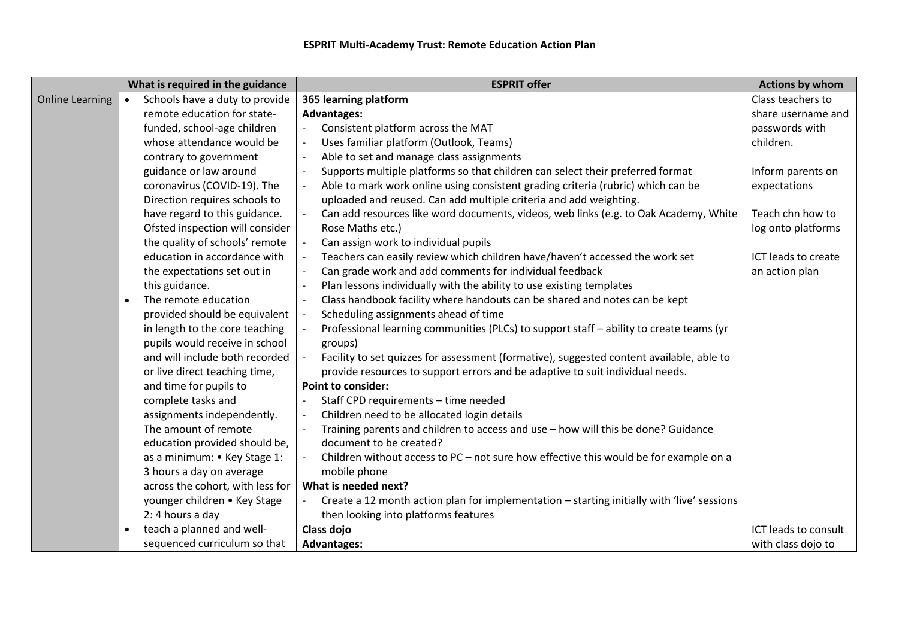# ESPRIT Multi-Academy Trust: Remote Education Action Plan

| | What is required in the guidance | ESPRIT offer | Actions by whom |
|---|---|---|---|
| Online Learning | • Schools have a duty to provide remote education for state-funded, school-age children whose attendance would be contrary to government guidance or law around coronavirus (COVID-19). The Direction requires schools to have regard to this guidance. Ofsted inspection will consider the quality of schools' remote education in accordance with the expectations set out in this guidance.<br>• The remote education provided should be equivalent in length to the core teaching pupils would receive in school and will include both recorded or live direct teaching time, and time for pupils to complete tasks and assignments independently. The amount of remote education provided should be, as a minimum: • Key Stage 1: 3 hours a day on average across the cohort, with less for younger children • Key Stage 2: 4 hours a day | **365 learning platform**<br>**Advantages:**<br>- Consistent platform across the MAT<br>- Uses familiar platform (Outlook, Teams)<br>- Able to set and manage class assignments<br>- Supports multiple platforms so that children can select their preferred format<br>- Able to mark work online using consistent grading criteria (rubric) which can be uploaded and reused. Can add multiple criteria and add weighting.<br>- Can add resources like word documents, videos, web links (e.g. to Oak Academy, White Rose Maths etc.)<br>- Can assign work to individual pupils<br>- Teachers can easily review which children have/haven't accessed the work set<br>- Can grade work and add comments for individual feedback<br>- Plan lessons individually with the ability to use existing templates<br>- Class handbook facility where handouts can be shared and notes can be kept<br>- Scheduling assignments ahead of time<br>- Professional learning communities (PLCs) to support staff – ability to create teams (yr groups)<br>- Facility to set quizzes for assessment (formative), suggested content available, able to provide resources to support errors and be adaptive to suit individual needs.<br>**Point to consider:**<br>- Staff CPD requirements – time needed<br>- Children need to be allocated login details<br>- Training parents and children to access and use – how will this be done? Guidance document to be created?<br>- Children without access to PC – not sure how effective this would be for example on a mobile phone<br>**What is needed next?**<br>- Create a 12 month action plan for implementation – starting initially with 'live' sessions then looking into platforms features | Class teachers to share username and passwords with children.<br><br>Inform parents on expectations<br><br>Teach chn how to log onto platforms<br><br>ICT leads to create an action plan |
| | • teach a planned and well-sequenced curriculum so that | **Class dojo**<br>**Advantages:** | ICT leads to consult with class dojo to |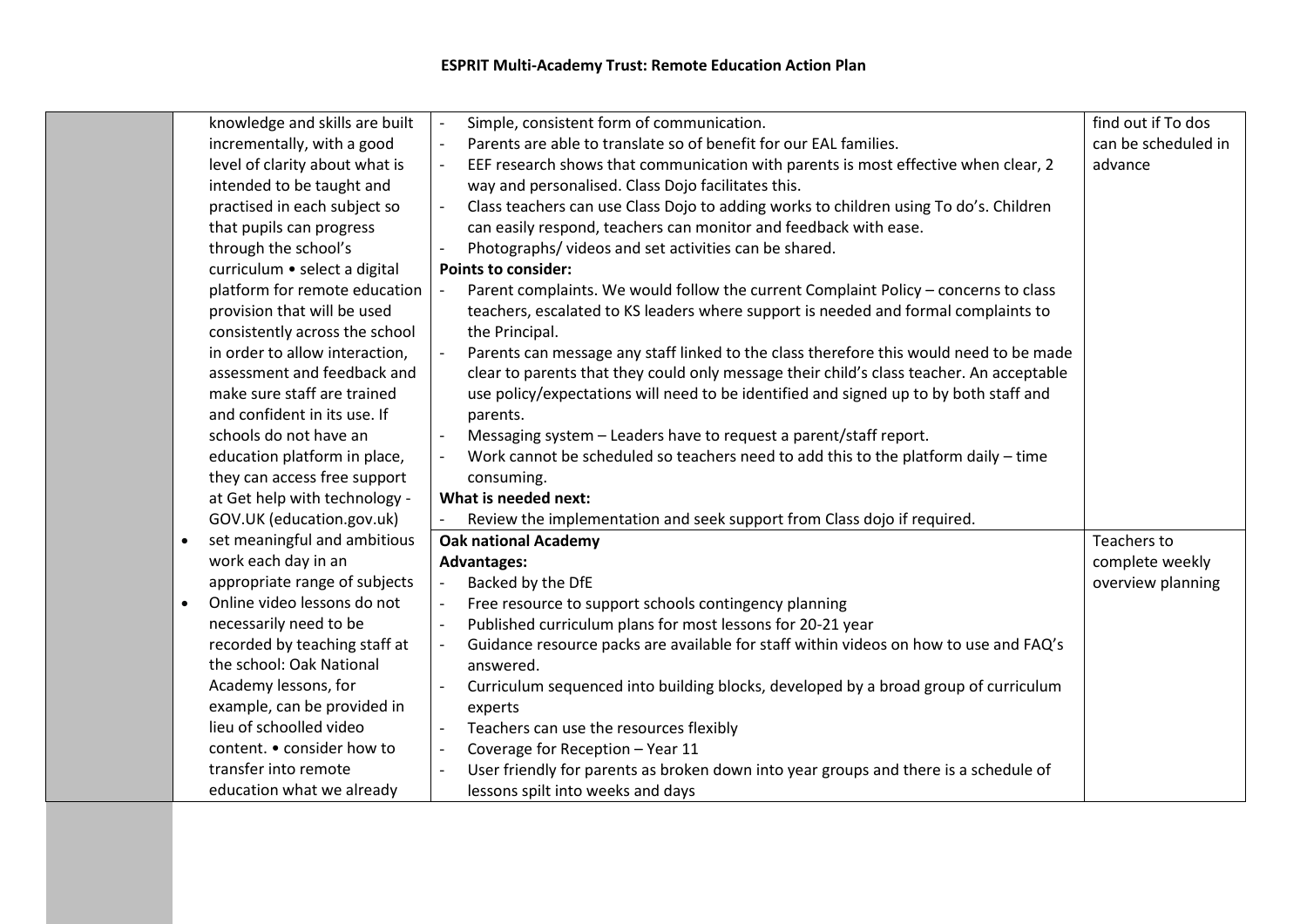# ESPRIT Multi-Academy Trust: Remote Education Action Plan

| | | | |
|---|---|---|---|
| | knowledge and skills are built incrementally, with a good level of clarity about what is intended to be taught and practised in each subject so that pupils can progress through the school's curriculum • select a digital platform for remote education provision that will be used consistently across the school in order to allow interaction, assessment and feedback and make sure staff are trained and confident in its use. If schools do not have an education platform in place, they can access free support at Get help with technology - GOV.UK (education.gov.uk) | - Simple, consistent form of communication.<br>- Parents are able to translate so of benefit for our EAL families.<br>- EEF research shows that communication with parents is most effective when clear, 2 way and personalised. Class Dojo facilitates this.<br>- Class teachers can use Class Dojo to adding works to children using To do's. Children can easily respond, teachers can monitor and feedback with ease.<br>- Photographs/ videos and set activities can be shared.<br>**Points to consider:**<br>- Parent complaints. We would follow the current Complaint Policy – concerns to class teachers, escalated to KS leaders where support is needed and formal complaints to the Principal.<br>- Parents can message any staff linked to the class therefore this would need to be made clear to parents that they could only message their child's class teacher. An acceptable use policy/expectations will need to be identified and signed up to by both staff and parents.<br>- Messaging system – Leaders have to request a parent/staff report.<br>- Work cannot be scheduled so teachers need to add this to the platform daily – time consuming.<br>**What is needed next:**<br>- Review the implementation and seek support from Class dojo if required. | find out if To dos can be scheduled in advance |
| | • set meaningful and ambitious work each day in an appropriate range of subjects<br>• Online video lessons do not necessarily need to be recorded by teaching staff at the school: Oak National Academy lessons, for example, can be provided in lieu of schoolled video content. • consider how to transfer into remote education what we already | **Oak national Academy**<br>**Advantages:**<br>- Backed by the DfE<br>- Free resource to support schools contingency planning<br>- Published curriculum plans for most lessons for 20-21 year<br>- Guidance resource packs are available for staff within videos on how to use and FAQ's answered.<br>- Curriculum sequenced into building blocks, developed by a broad group of curriculum experts<br>- Teachers can use the resources flexibly<br>- Coverage for Reception – Year 11<br>- User friendly for parents as broken down into year groups and there is a schedule of lessons spilt into weeks and days | Teachers to complete weekly overview planning |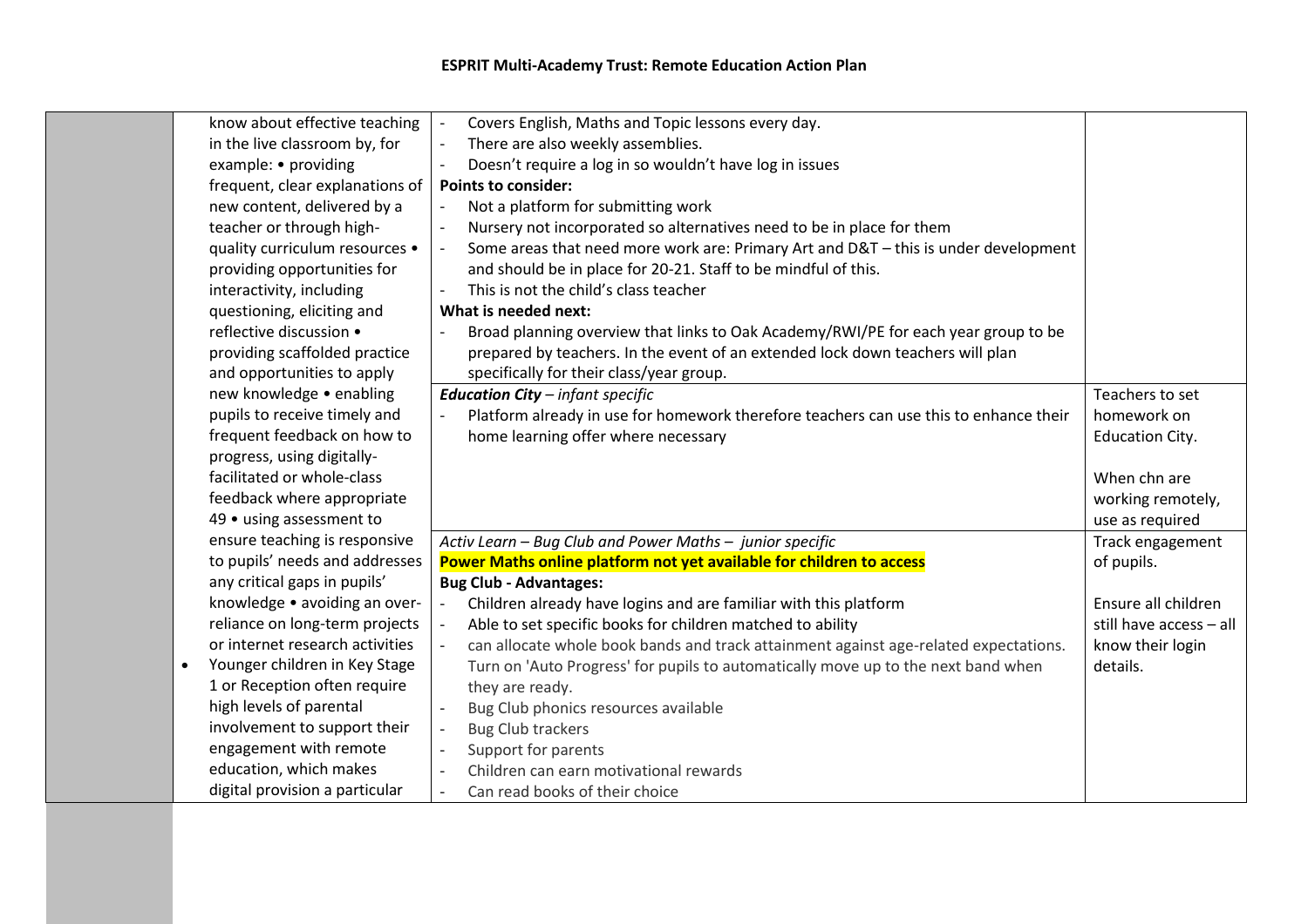**ESPRIT Multi-Academy Trust: Remote Education Action Plan**

| | | | |
|---|---|---|---|
| | know about effective teaching in the live classroom by, for example: • providing frequent, clear explanations of new content, delivered by a teacher or through high-quality curriculum resources • providing opportunities for interactivity, including questioning, eliciting and reflective discussion • providing scaffolded practice and opportunities to apply new knowledge • enabling pupils to receive timely and frequent feedback on how to progress, using digitally-facilitated or whole-class feedback where appropriate 49 • using assessment to ensure teaching is responsive to pupils' needs and addresses any critical gaps in pupils' knowledge • avoiding an over-reliance on long-term projects or internet research activities<br>• Younger children in Key Stage 1 or Reception often require high levels of parental involvement to support their engagement with remote education, which makes digital provision a particular | - Covers English, Maths and Topic lessons every day.<br>- There are also weekly assemblies.<br>- Doesn't require a log in so wouldn't have log in issues<br>**Points to consider:**<br>- Not a platform for submitting work<br>- Nursery not incorporated so alternatives need to be in place for them<br>- Some areas that need more work are: Primary Art and D&T – this is under development and should be in place for 20-21. Staff to be mindful of this.<br>- This is not the child's class teacher<br>**What is needed next:**<br>- Broad planning overview that links to Oak Academy/RWI/PE for each year group to be prepared by teachers. In the event of an extended lock down teachers will plan specifically for their class/year group. | |
| | | ***Education City** – infant specific*<br>- Platform already in use for homework therefore teachers can use this to enhance their home learning offer where necessary | Teachers to set homework on Education City.<br><br>When chn are working remotely, use as required |
| | | *Activ Learn – Bug Club and Power Maths – junior specific*<br>**Power Maths online platform not yet available for children to access**<br>**Bug Club - Advantages:**<br>- Children already have logins and are familiar with this platform<br>- Able to set specific books for children matched to ability<br>- can allocate whole book bands and track attainment against age-related expectations. Turn on 'Auto Progress' for pupils to automatically move up to the next band when they are ready.<br>- Bug Club phonics resources available<br>- Bug Club trackers<br>- Support for parents<br>- Children can earn motivational rewards<br>- Can read books of their choice | Track engagement of pupils.<br><br>Ensure all children still have access – all know their login details. |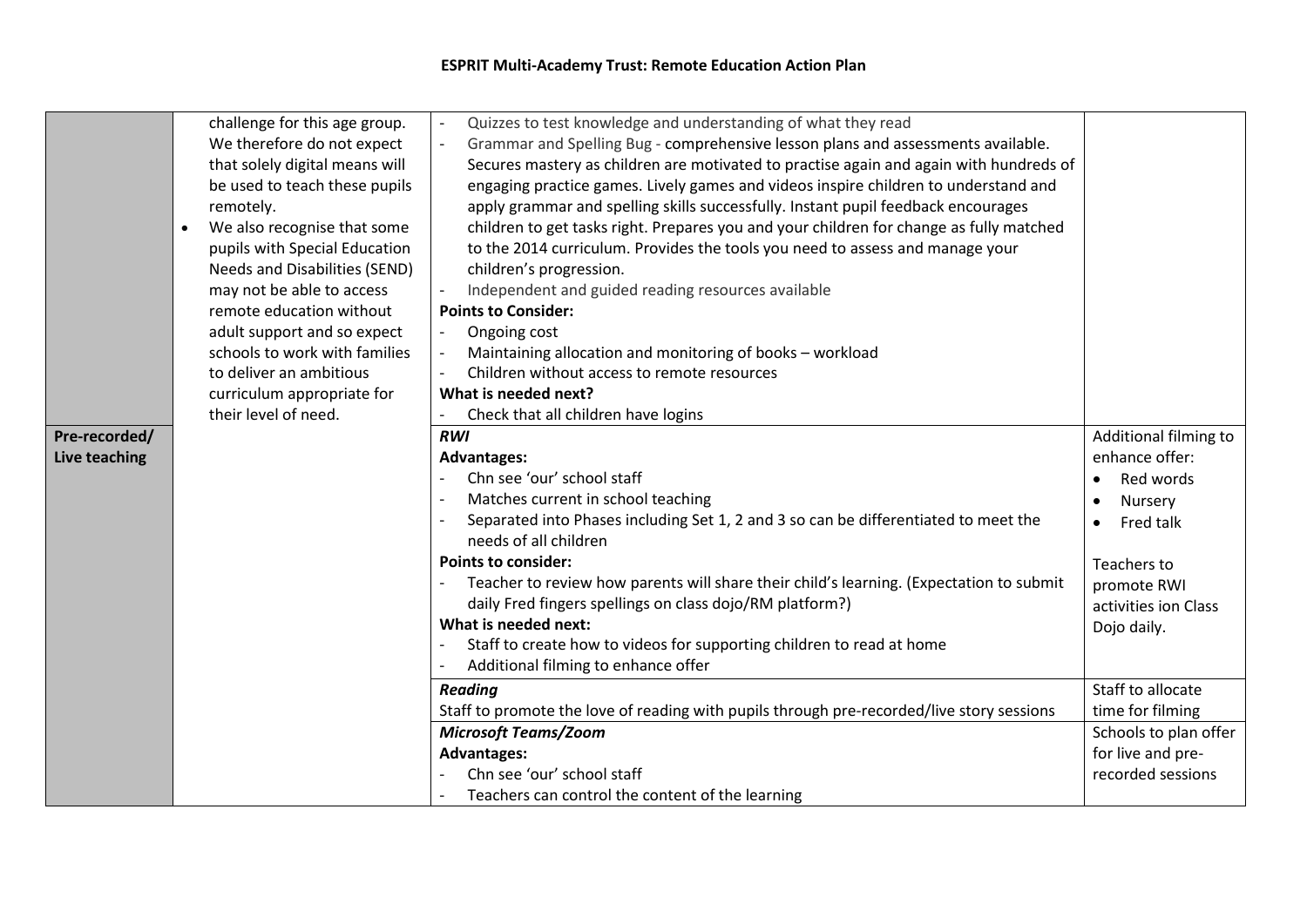**ESPRIT Multi-Academy Trust: Remote Education Action Plan**

| | | | |
|---|---|---|---|
| | challenge for this age group. We therefore do not expect that solely digital means will be used to teach these pupils remotely.<br>• We also recognise that some pupils with Special Education Needs and Disabilities (SEND) may not be able to access remote education without adult support and so expect schools to work with families to deliver an ambitious curriculum appropriate for their level of need. | - Quizzes to test knowledge and understanding of what they read<br>- Grammar and Spelling Bug - comprehensive lesson plans and assessments available. Secures mastery as children are motivated to practise again and again with hundreds of engaging practice games. Lively games and videos inspire children to understand and apply grammar and spelling skills successfully. Instant pupil feedback encourages children to get tasks right. Prepares you and your children for change as fully matched to the 2014 curriculum. Provides the tools you need to assess and manage your children's progression.<br>- Independent and guided reading resources available<br>**Points to Consider:**<br>- Ongoing cost<br>- Maintaining allocation and monitoring of books – workload<br>- Children without access to remote resources<br>**What is needed next?**<br>- Check that all children have logins | |
| **Pre-recorded/ Live teaching** | | ***RWI***<br>**Advantages:**<br>- Chn see 'our' school staff<br>- Matches current in school teaching<br>- Separated into Phases including Set 1, 2 and 3 so can be differentiated to meet the needs of all children<br>**Points to consider:**<br>- Teacher to review how parents will share their child's learning. (Expectation to submit daily Fred fingers spellings on class dojo/RM platform?)<br>**What is needed next:**<br>- Staff to create how to videos for supporting children to read at home<br>- Additional filming to enhance offer | Additional filming to enhance offer:<br>• Red words<br>• Nursery<br>• Fred talk<br><br>Teachers to promote RWI activities ion Class Dojo daily. |
| | | ***Reading***<br>Staff to promote the love of reading with pupils through pre-recorded/live story sessions | Staff to allocate time for filming |
| | | ***Microsoft Teams/Zoom***<br>**Advantages:**<br>- Chn see 'our' school staff<br>- Teachers can control the content of the learning | Schools to plan offer for live and pre-recorded sessions |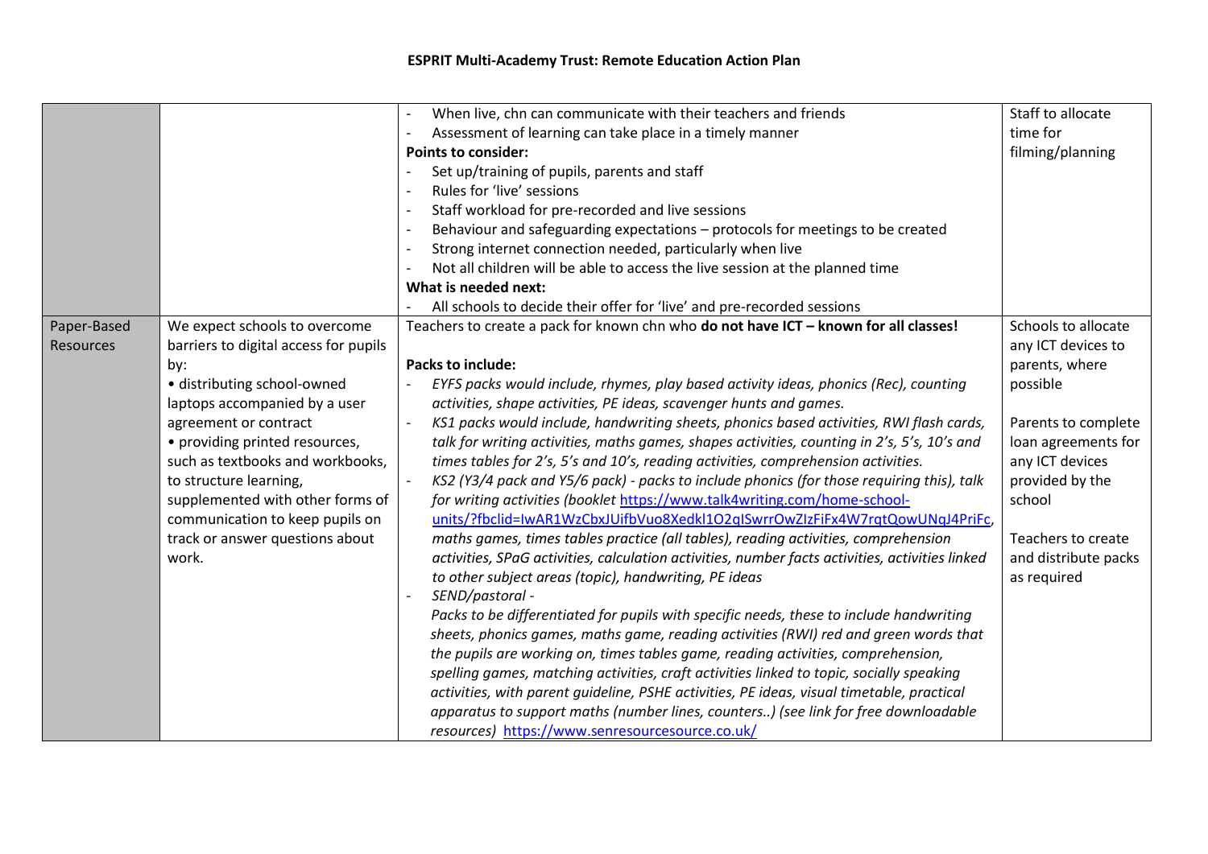## ESPRIT Multi-Academy Trust: Remote Education Action Plan

| | | | |
|---|---|---|---|
| | | - When live, chn can communicate with their teachers and friends<br>- Assessment of learning can take place in a timely manner<br>**Points to consider:**<br>- Set up/training of pupils, parents and staff<br>- Rules for 'live' sessions<br>- Staff workload for pre-recorded and live sessions<br>- Behaviour and safeguarding expectations – protocols for meetings to be created<br>- Strong internet connection needed, particularly when live<br>- Not all children will be able to access the live session at the planned time<br>**What is needed next:**<br>- All schools to decide their offer for 'live' and pre-recorded sessions | Staff to allocate time for filming/planning |
| Paper-Based Resources | We expect schools to overcome barriers to digital access for pupils by:<br>• distributing school-owned laptops accompanied by a user agreement or contract<br>• providing printed resources, such as textbooks and workbooks, to structure learning, supplemented with other forms of communication to keep pupils on track or answer questions about work. | Teachers to create a pack for known chn who **do not have ICT – known for all classes!**<br><br>**Packs to include:**<br>- *EYFS packs would include, rhymes, play based activity ideas, phonics (Rec), counting activities, shape activities, PE ideas, scavenger hunts and games.*<br>- *KS1 packs would include, handwriting sheets, phonics based activities, RWI flash cards, talk for writing activities, maths games, shapes activities, counting in 2's, 5's, 10's and times tables for 2's, 5's and 10's, reading activities, comprehension activities.*<br>- *KS2 (Y3/4 pack and Y5/6 pack) - packs to include phonics (for those requiring this), talk for writing activities (booklet https://www.talk4writing.com/home-school-units/?fbclid=IwAR1WzCbxJUifbVuo8Xedkl1O2qISwrrOwZIzFiFx4W7rqtQowUNqJ4PriFc, maths games, times tables practice (all tables), reading activities, comprehension activities, SPaG activities, calculation activities, number facts activities, activities linked to other subject areas (topic), handwriting, PE ideas*<br>- *SEND/pastoral -*<br>*Packs to be differentiated for pupils with specific needs, these to include handwriting sheets, phonics games, maths game, reading activities (RWI) red and green words that the pupils are working on, times tables game, reading activities, comprehension, spelling games, matching activities, craft activities linked to topic, socially speaking activities, with parent guideline, PSHE activities, PE ideas, visual timetable, practical apparatus to support maths (number lines, counters..) (see link for free downloadable resources)* https://www.senresourcesource.co.uk/ | Schools to allocate any ICT devices to parents, where possible<br><br>Parents to complete loan agreements for any ICT devices provided by the school<br><br>Teachers to create and distribute packs as required |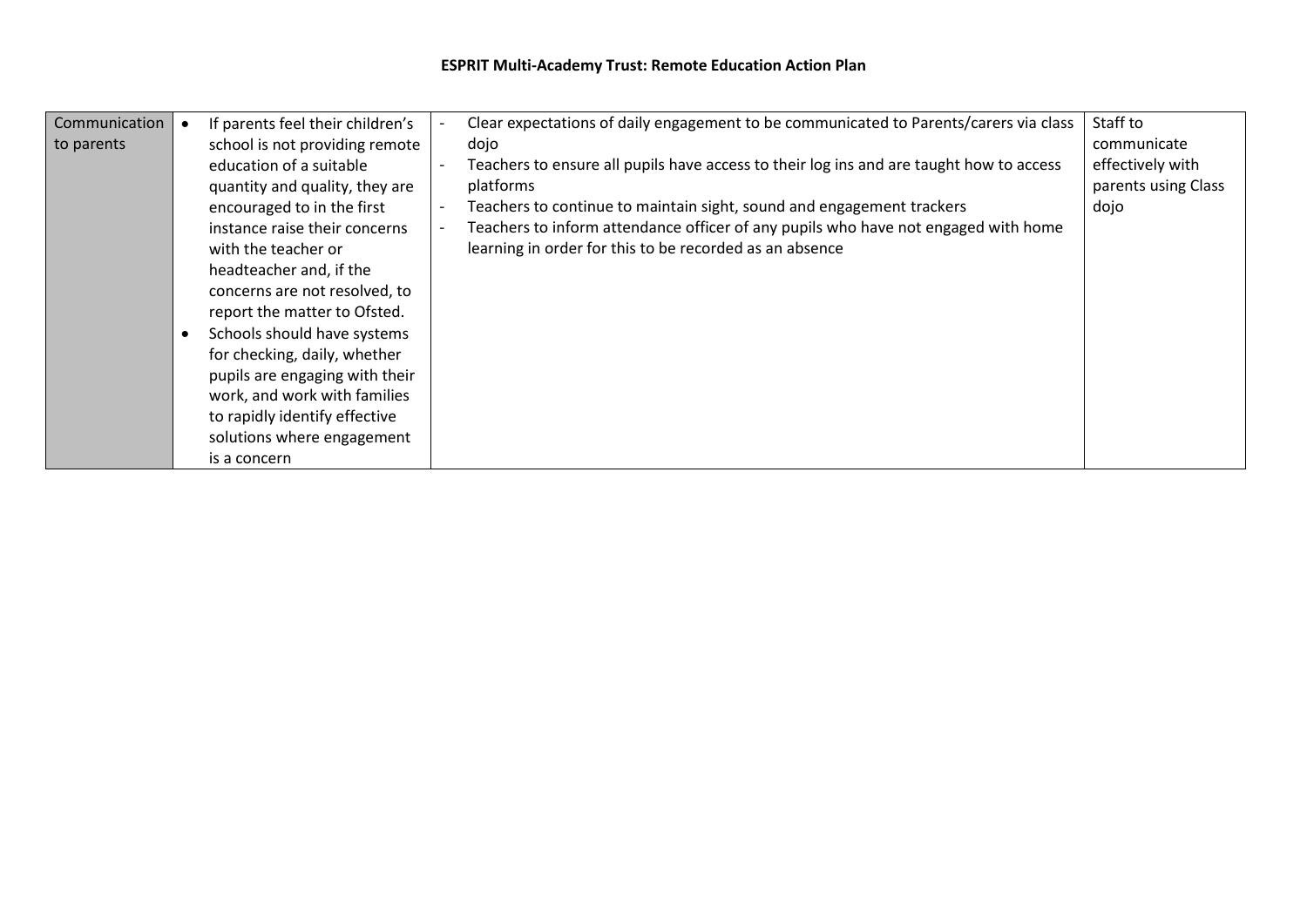**ESPRIT Multi-Academy Trust: Remote Education Action Plan**

| | | | |
|---|---|---|---|
| Communication to parents | • If parents feel their children's school is not providing remote education of a suitable quantity and quality, they are encouraged to in the first instance raise their concerns with the teacher or headteacher and, if the concerns are not resolved, to report the matter to Ofsted.<br>• Schools should have systems for checking, daily, whether pupils are engaging with their work, and work with families to rapidly identify effective solutions where engagement is a concern | - Clear expectations of daily engagement to be communicated to Parents/carers via class dojo<br>- Teachers to ensure all pupils have access to their log ins and are taught how to access platforms<br>- Teachers to continue to maintain sight, sound and engagement trackers<br>- Teachers to inform attendance officer of any pupils who have not engaged with home learning in order for this to be recorded as an absence | Staff to communicate effectively with parents using Class dojo |